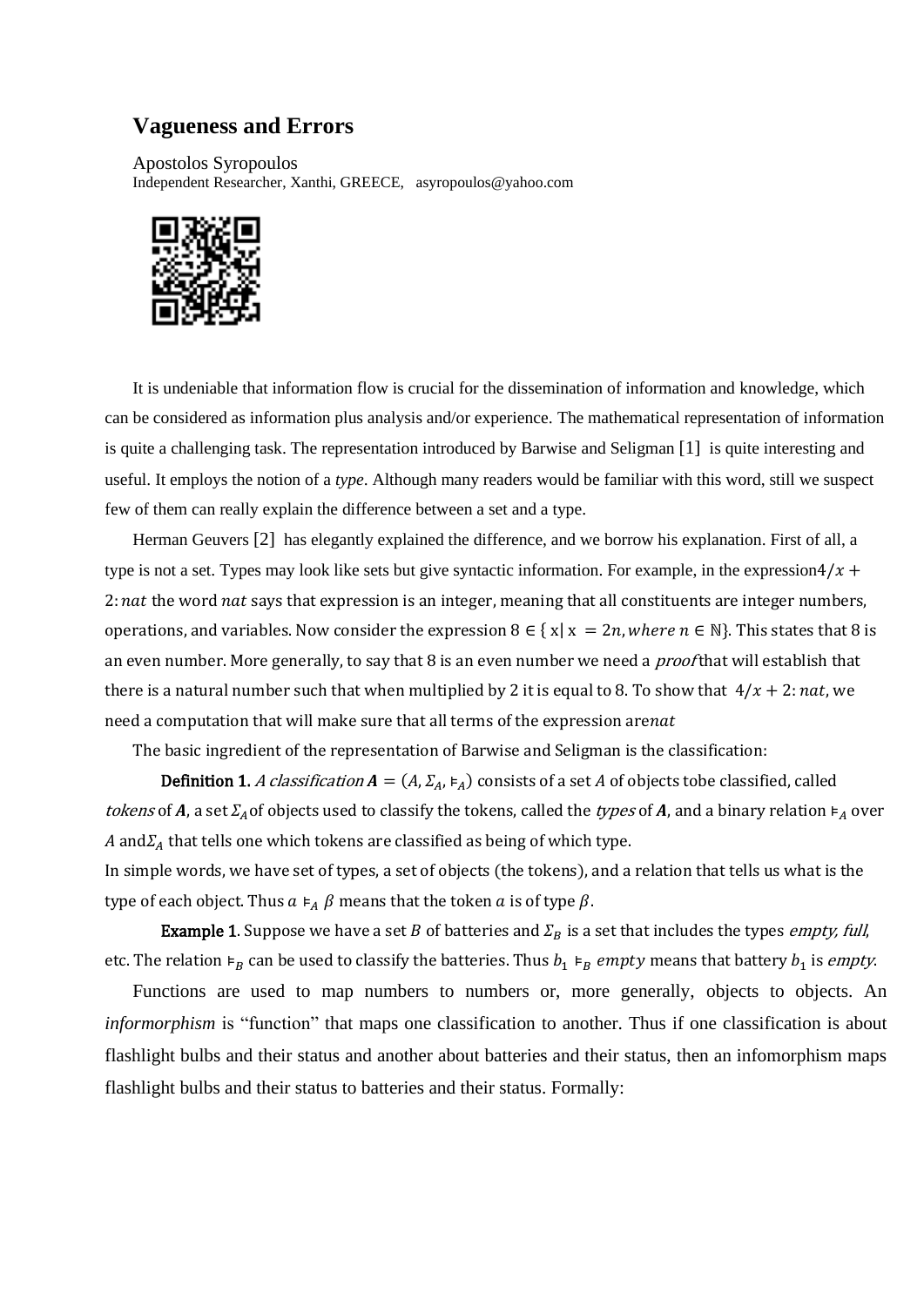# Vagueness and Errors

Apostolos Syropoulos
Independent Researcher, Xanthi, GREECE, asyropoulos@yahoo.com

It is undeniable that information flow is crucial for the dissemination of information and knowledge, which can be considered as information plus analysis and/or experience. The mathematical representation of information is quite a challenging task. The representation introduced by Barwise and Seligman [1] is quite interesting and useful. It employs the notion of a *type*. Although many readers would be familiar with this word, still we suspect few of them can really explain the difference between a set and a type.

Herman Geuvers [2] has elegantly explained the difference, and we borrow his explanation. First of all, a type is not a set. Types may look like sets but give syntactic information. For example, in the expression$4/x + 2: nat$ the word $nat$ says that expression is an integer, meaning that all constituents are integer numbers, operations, and variables. Now consider the expression $8 \in \{ x | x = 2n, where\ n \in \mathbb{N}\}$. This states that 8 is an even number. More generally, to say that 8 is an even number we need a *proof* that will establish that there is a natural number such that when multiplied by 2 it is equal to 8. To show that $4/x + 2: nat$, we need a computation that will make sure that all terms of the expression are$nat$

The basic ingredient of the representation of Barwise and Seligman is the classification:

**Definition 1.** *A classification* $\boldsymbol{A} = (A, \Sigma_A, \vDash_A)$ consists of a set $A$ of objects tobe classified, called *tokens* of $\boldsymbol{A}$, a set $\Sigma_A$ of objects used to classify the tokens, called the *types* of $\boldsymbol{A}$, and a binary relation $\vDash_A$ over $A$ and$\Sigma_A$ that tells one which tokens are classified as being of which type.
In simple words, we have set of types, a set of objects (the tokens), and a relation that tells us what is the type of each object. Thus $a \vDash_A \beta$ means that the token $a$ is of type $\beta$.

**Example 1**. Suppose we have a set $B$ of batteries and $\Sigma_B$ is a set that includes the types *empty, full,* etc. The relation $\vDash_B$ can be used to classify the batteries. Thus $b_1 \vDash_B empty$ means that battery $b_1$ is *empty.*

Functions are used to map numbers to numbers or, more generally, objects to objects. An *informorphism* is "function" that maps one classification to another. Thus if one classification is about flashlight bulbs and their status and another about batteries and their status, then an infomorphism maps flashlight bulbs and their status to batteries and their status. Formally: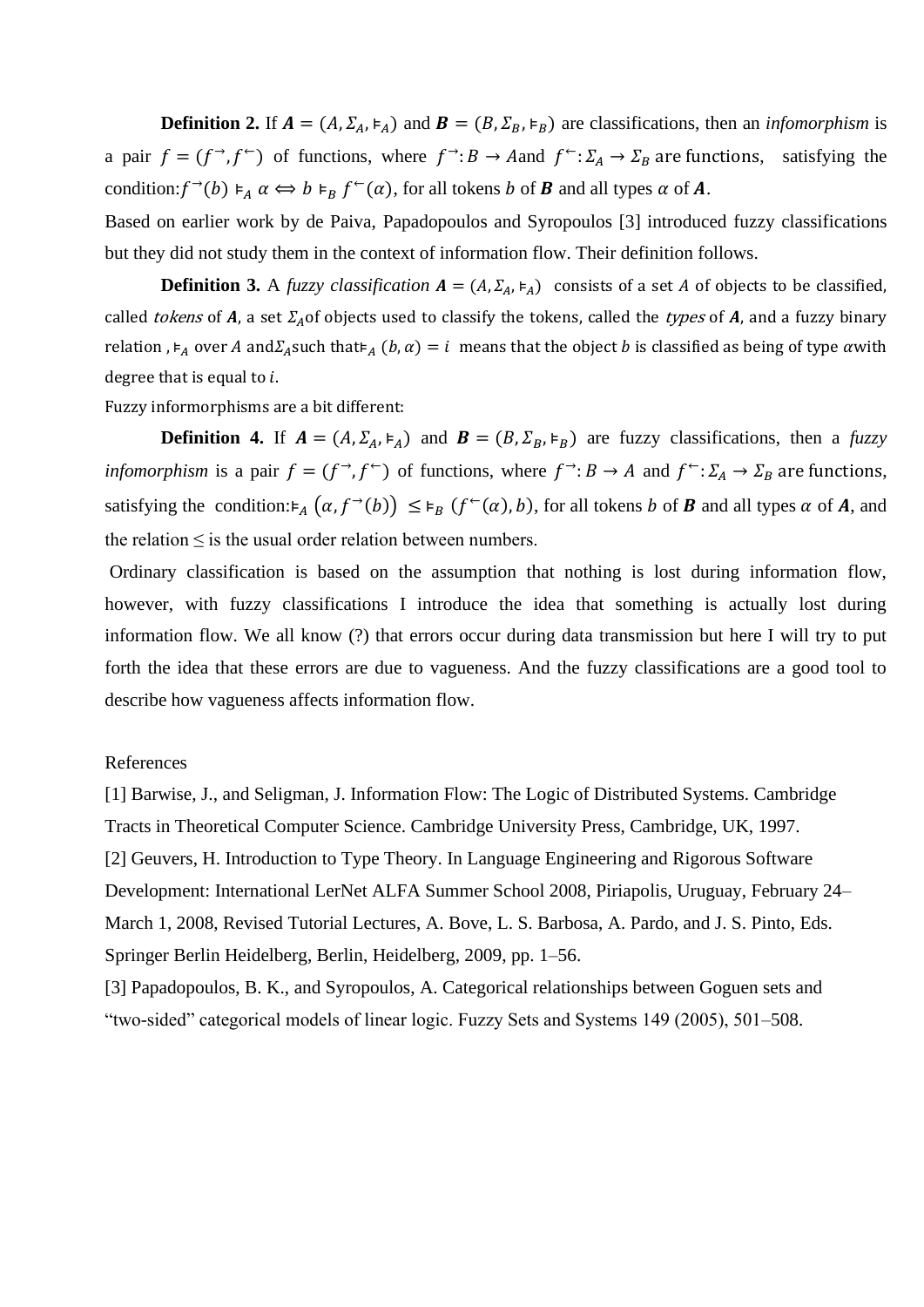**Definition 2.** If $\boldsymbol{A} = (A, \Sigma_A, \vDash_A)$ and $\boldsymbol{B} = (B, \Sigma_B, \vDash_B)$ are classifications, then an *infomorphism* is a pair $f = (f^{\rightarrow}, f^{\leftarrow})$ of functions, where $f^{\rightarrow}: B \rightarrow A$and $f^{\leftarrow}: \Sigma_A \rightarrow \Sigma_B$ are functions, satisfying the condition:$f^{\rightarrow}(b) \vDash_A \alpha \Leftrightarrow b \vDash_B f^{\leftarrow}(\alpha)$, for all tokens $b$ of $\boldsymbol{B}$ and all types $\alpha$ of $\boldsymbol{A}$.

Based on earlier work by de Paiva, Papadopoulos and Syropoulos [3] introduced fuzzy classifications but they did not study them in the context of information flow. Their definition follows.

**Definition 3.** A *fuzzy classification* $\boldsymbol{A} = (A, \Sigma_A, \vDash_A)$ consists of a set $A$ of objects to be classified, called *tokens* of $\boldsymbol{A}$, a set $\Sigma_A$of objects used to classify the tokens, called the *types* of $\boldsymbol{A}$, and a fuzzy binary relation , $\vDash_A$ over $A$ and$\Sigma_A$such that$\vDash_A (b, \alpha) = i$ means that the object $b$ is classified as being of type $\alpha$with degree that is equal to $i$.

Fuzzy informorphisms are a bit different:

**Definition 4.** If $\boldsymbol{A} = (A, \Sigma_A, \vDash_A)$ and $\boldsymbol{B} = (B, \Sigma_B, \vDash_B)$ are fuzzy classifications, then a *fuzzy infomorphism* is a pair $f = (f^{\rightarrow}, f^{\leftarrow})$ of functions, where $f^{\rightarrow}: B \rightarrow A$ and $f^{\leftarrow}: \Sigma_A \rightarrow \Sigma_B$ are functions, satisfying the condition:$\vDash_A \left(\alpha, f^{\rightarrow}(b)\right) \leq \vDash_B (f^{\leftarrow}(\alpha), b)$, for all tokens $b$ of $\boldsymbol{B}$ and all types $\alpha$ of $\boldsymbol{A}$, and the relation $\leq$ is the usual order relation between numbers.

Ordinary classification is based on the assumption that nothing is lost during information flow, however, with fuzzy classifications I introduce the idea that something is actually lost during information flow. We all know (?) that errors occur during data transmission but here I will try to put forth the idea that these errors are due to vagueness. And the fuzzy classifications are a good tool to describe how vagueness affects information flow.

References

[1] Barwise, J., and Seligman, J. Information Flow: The Logic of Distributed Systems. Cambridge Tracts in Theoretical Computer Science. Cambridge University Press, Cambridge, UK, 1997.

[2] Geuvers, H. Introduction to Type Theory. In Language Engineering and Rigorous Software Development: International LerNet ALFA Summer School 2008, Piriapolis, Uruguay, February 24–March 1, 2008, Revised Tutorial Lectures, A. Bove, L. S. Barbosa, A. Pardo, and J. S. Pinto, Eds. Springer Berlin Heidelberg, Berlin, Heidelberg, 2009, pp. 1–56.

[3] Papadopoulos, B. K., and Syropoulos, A. Categorical relationships between Goguen sets and “two-sided” categorical models of linear logic. Fuzzy Sets and Systems 149 (2005), 501–508.